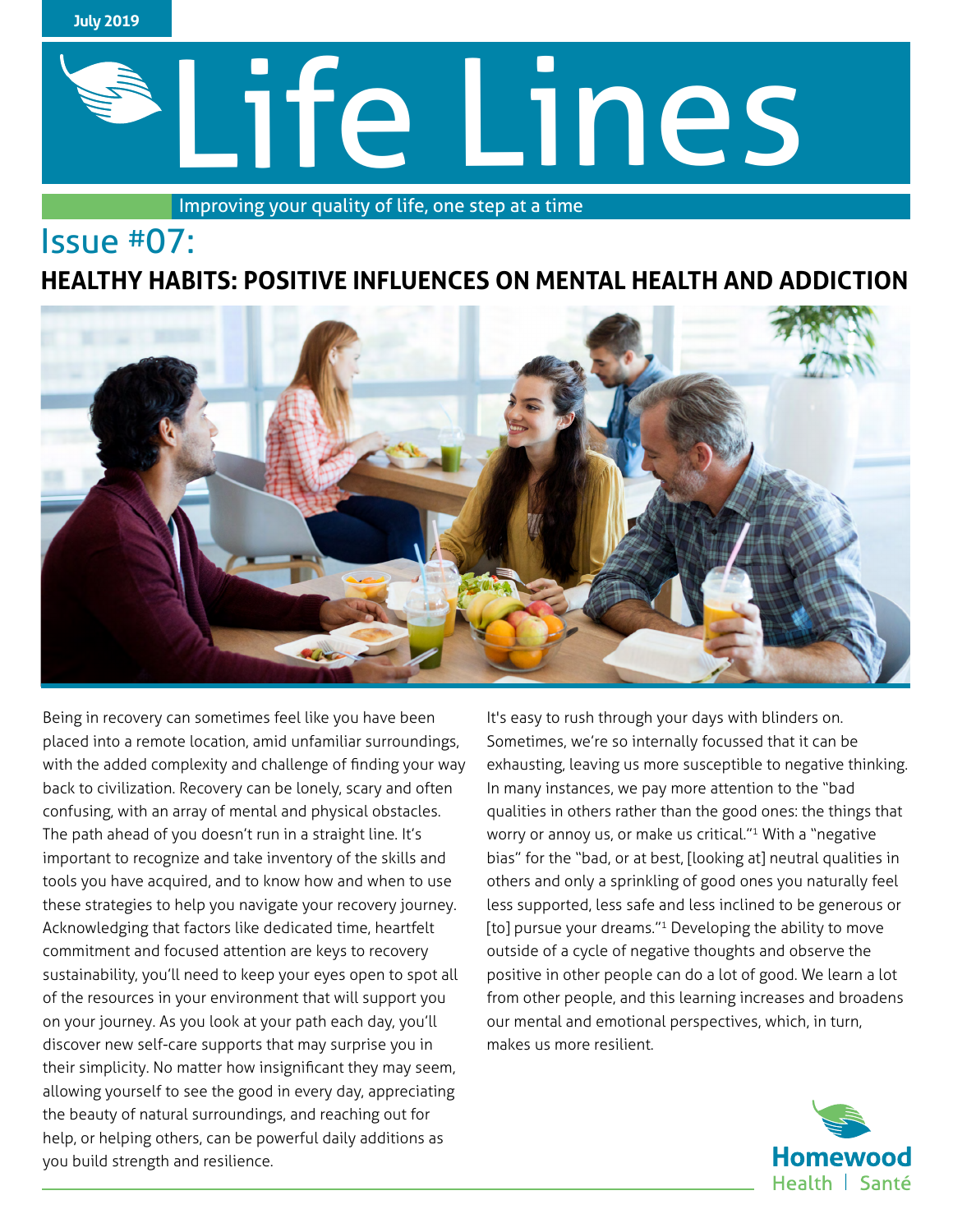July 2019

# Life Lines

Improving your quality of life, one step at a time

## Issue #07:

## HEALTHY HABITS: POSITIVE INFLUENCES ON MENTAL HEALTH AND ADDICTION

Being in recovery can sometimes feel like you have been placed into a remote location, amid unfamiliar surroundings, with the added complexity and challenge of finding your way back to civilization. Recovery can be lonely, scary and often confusing, with an array of mental and physical obstacles. The path ahead of you doesn't run in a straight line. It's important to recognize and take inventory of the skills and tools you have acquired, and to know how and when to use these strategies to help you navigate your recovery journey. Acknowledging that factors like dedicated time, heartfelt commitment and focused attention are keys to recovery sustainability, you'll need to keep your eyes open to spot all of the resources in your environment that will support you on your journey. As you look at your path each day, you'll discover new self-care supports that may surprise you in their simplicity. No matter how insignificant they may seem, allowing yourself to see the good in every day, appreciating the beauty of natural surroundings, and reaching out for help, or helping others, can be powerful daily additions as you build strength and resilience.

It's easy to rush through your days with blinders on. Sometimes, we're so internally focussed that it can be exhausting, leaving us more susceptible to negative thinking. In many instances, we pay more attention to the "bad qualities in others rather than the good ones: the things that worry or annoy us, or make us critical."[1] With a "negative bias" for the "bad, or at best, [looking at] neutral qualities in others and only a sprinkling of good ones you naturally feel less supported, less safe and less inclined to be generous or [to] pursue your dreams."[1] Developing the ability to move outside of a cycle of negative thoughts and observe the positive in other people can do a lot of good. We learn a lot from other people, and this learning increases and broadens our mental and emotional perspectives, which, in turn, makes us more resilient.

Homewood Health | Santé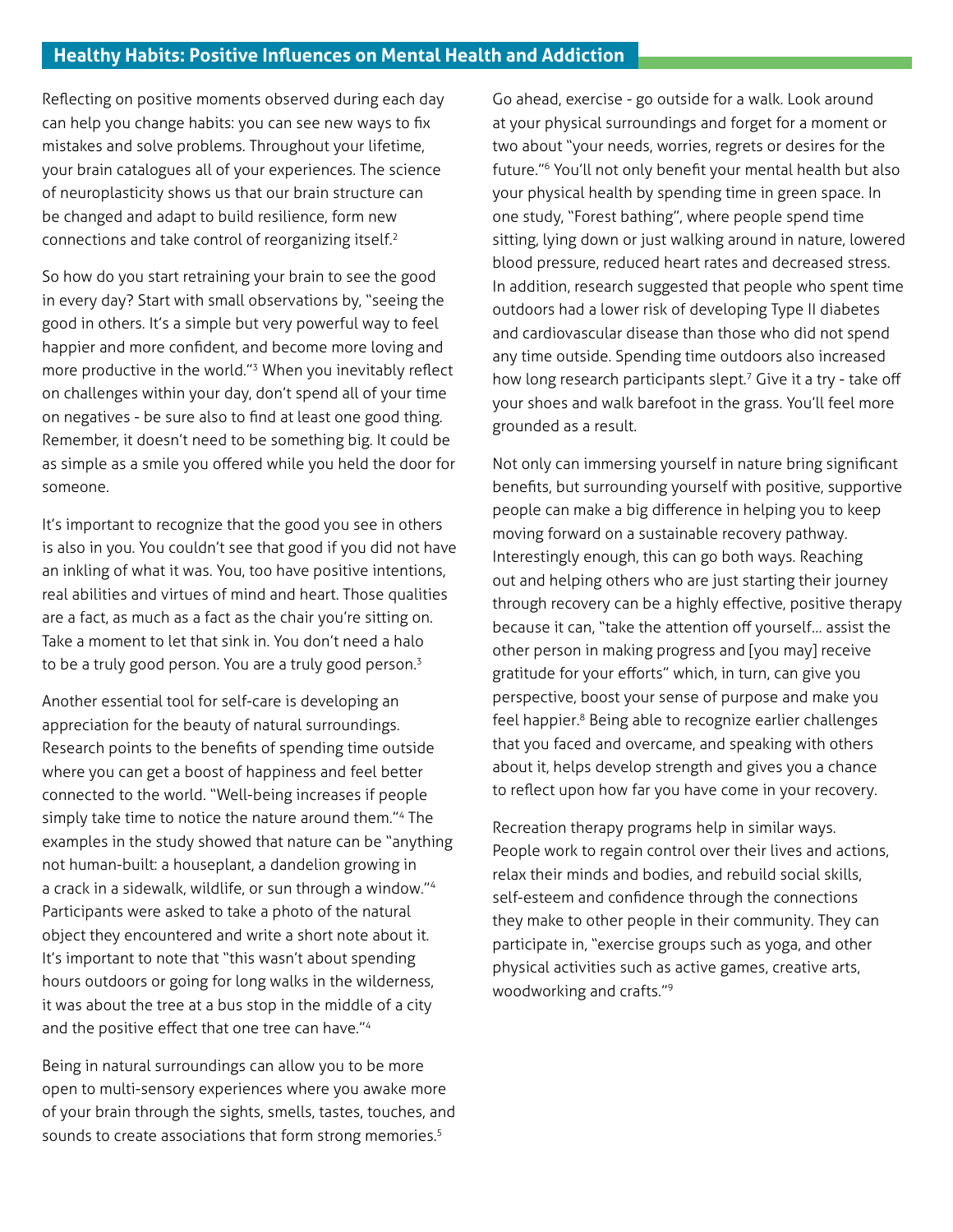## Healthy Habits: Positive Influences on Mental Health and Addiction

Reflecting on positive moments observed during each day can help you change habits: you can see new ways to fix mistakes and solve problems. Throughout your lifetime, your brain catalogues all of your experiences. The science of neuroplasticity shows us that our brain structure can be changed and adapt to build resilience, form new connections and take control of reorganizing itself.[2]

So how do you start retraining your brain to see the good in every day? Start with small observations by, "seeing the good in others. It's a simple but very powerful way to feel happier and more confident, and become more loving and more productive in the world."[3] When you inevitably reflect on challenges within your day, don't spend all of your time on negatives - be sure also to find at least one good thing. Remember, it doesn't need to be something big. It could be as simple as a smile you offered while you held the door for someone.

It's important to recognize that the good you see in others is also in you. You couldn't see that good if you did not have an inkling of what it was. You, too have positive intentions, real abilities and virtues of mind and heart. Those qualities are a fact, as much as a fact as the chair you're sitting on. Take a moment to let that sink in. You don't need a halo to be a truly good person. You are a truly good person.[3]

Another essential tool for self-care is developing an appreciation for the beauty of natural surroundings. Research points to the benefits of spending time outside where you can get a boost of happiness and feel better connected to the world. "Well-being increases if people simply take time to notice the nature around them."[4] The examples in the study showed that nature can be "anything not human-built: a houseplant, a dandelion growing in a crack in a sidewalk, wildlife, or sun through a window."[4] Participants were asked to take a photo of the natural object they encountered and write a short note about it. It's important to note that "this wasn't about spending hours outdoors or going for long walks in the wilderness, it was about the tree at a bus stop in the middle of a city and the positive effect that one tree can have."[4]

Being in natural surroundings can allow you to be more open to multi-sensory experiences where you awake more of your brain through the sights, smells, tastes, touches, and sounds to create associations that form strong memories.[5]

Go ahead, exercise - go outside for a walk. Look around at your physical surroundings and forget for a moment or two about "your needs, worries, regrets or desires for the future."[6] You'll not only benefit your mental health but also your physical health by spending time in green space. In one study, "Forest bathing", where people spend time sitting, lying down or just walking around in nature, lowered blood pressure, reduced heart rates and decreased stress. In addition, research suggested that people who spent time outdoors had a lower risk of developing Type II diabetes and cardiovascular disease than those who did not spend any time outside. Spending time outdoors also increased how long research participants slept.[7] Give it a try - take off your shoes and walk barefoot in the grass. You'll feel more grounded as a result.

Not only can immersing yourself in nature bring significant benefits, but surrounding yourself with positive, supportive people can make a big difference in helping you to keep moving forward on a sustainable recovery pathway. Interestingly enough, this can go both ways. Reaching out and helping others who are just starting their journey through recovery can be a highly effective, positive therapy because it can, "take the attention off yourself… assist the other person in making progress and [you may] receive gratitude for your efforts" which, in turn, can give you perspective, boost your sense of purpose and make you feel happier.[8] Being able to recognize earlier challenges that you faced and overcame, and speaking with others about it, helps develop strength and gives you a chance to reflect upon how far you have come in your recovery.

Recreation therapy programs help in similar ways. People work to regain control over their lives and actions, relax their minds and bodies, and rebuild social skills, self-esteem and confidence through the connections they make to other people in their community. They can participate in, "exercise groups such as yoga, and other physical activities such as active games, creative arts, woodworking and crafts."[9]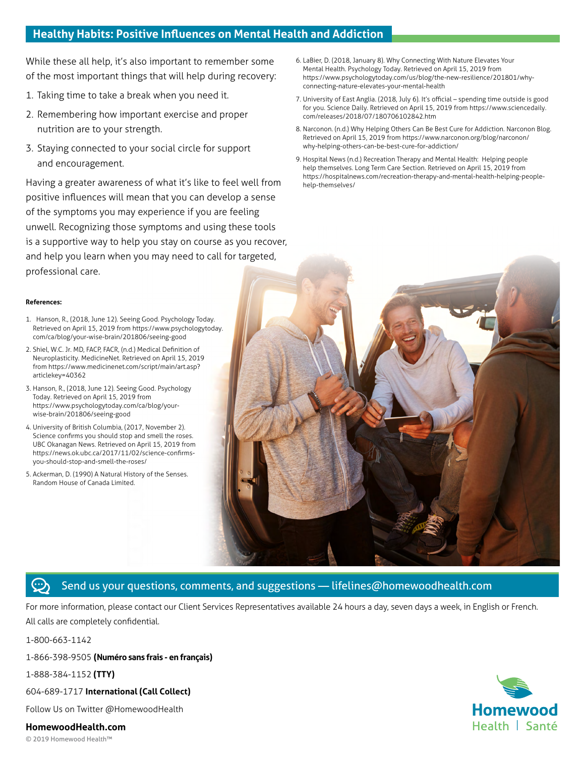## Healthy Habits: Positive Influences on Mental Health and Addiction

While these all help, it's also important to remember some of the most important things that will help during recovery:

1. Taking time to take a break when you need it.
2. Remembering how important exercise and proper nutrition are to your strength.
3. Staying connected to your social circle for support and encouragement.

Having a greater awareness of what it's like to feel well from positive influences will mean that you can develop a sense of the symptoms you may experience if you are feeling unwell. Recognizing those symptoms and using these tools is a supportive way to help you stay on course as you recover, and help you learn when you may need to call for targeted, professional care.

**References:**

1. Hanson, R., (2018, June 12). Seeing Good. Psychology Today. Retrieved on April 15, 2019 from https://www.psychologytoday.com/ca/blog/your-wise-brain/201806/seeing-good
2. Shiel, W.C. Jr. MD, FACP, FACR, (n.d.) Medical Definition of Neuroplasticity. MedicineNet. Retrieved on April 15, 2019 from https://www.medicinenet.com/script/main/art.asp?articlekey=40362
3. Hanson, R., (2018, June 12). Seeing Good. Psychology Today. Retrieved on April 15, 2019 from https://www.psychologytoday.com/ca/blog/your-wise-brain/201806/seeing-good
4. University of British Columbia, (2017, November 2). Science confirms you should stop and smell the roses. UBC Okanagan News. Retrieved on April 15, 2019 from https://news.ok.ubc.ca/2017/11/02/science-confirms-you-should-stop-and-smell-the-roses/
5. Ackerman, D. (1990) A Natural History of the Senses. Random House of Canada Limited.
6. LaBier, D. (2018, January 8). Why Connecting With Nature Elevates Your Mental Health. Psychology Today. Retrieved on April 15, 2019 from https://www.psychologytoday.com/us/blog/the-new-resilience/201801/why-connecting-nature-elevates-your-mental-health
7. University of East Anglia. (2018, July 6). It's official – spending time outside is good for you. Science Daily. Retrieved on April 15, 2019 from https://www.sciencedaily.com/releases/2018/07/180706102842.htm
8. Narconon. (n.d.) Why Helping Others Can Be Best Cure for Addiction. Narconon Blog. Retrieved on April 15, 2019 from https://www.narconon.org/blog/narconon/why-helping-others-can-be-best-cure-for-addiction/
9. Hospital News (n.d.) Recreation Therapy and Mental Health: Helping people help themselves. Long Term Care Section. Retrieved on April 15, 2019 from https://hospitalnews.com/recreation-therapy-and-mental-health-helping-people-help-themselves/

### Send us your questions, comments, and suggestions — lifelines@homewoodhealth.com

For more information, please contact our Client Services Representatives available 24 hours a day, seven days a week, in English or French. All calls are completely confidential.

1-800-663-1142

1-866-398-9505 **(Numéro sans frais - en français)**

1-888-384-1152 **(TTY)**

604-689-1717 **International (Call Collect)**

Follow Us on Twitter @HomewoodHealth

**HomewoodHealth.com**

© 2019 Homewood Health™

Homewood Health | Santé